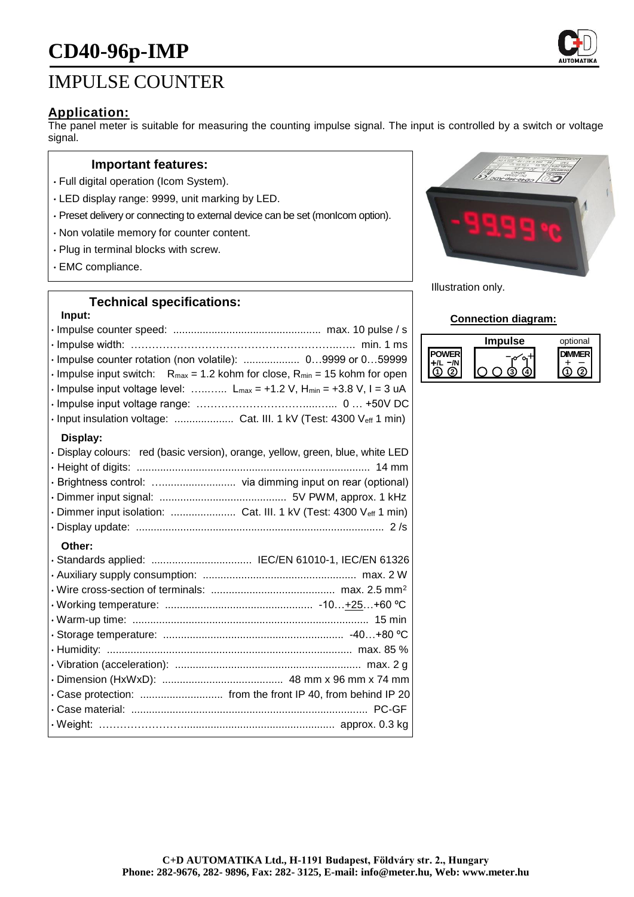# CD40-96p-IMP

## IMPULSE COUNTER

### Application:

The panel meter is suitable for measuring the counting impulse signal. The input is controlled by a switch or voltage signal.

### Important features:

- Full digital operation (Icom System).
- LED display range: 9999, unit marking by LED.
- Preset delivery or connecting to external device can be set (monIcom option).
- Non volatile memory for counter content.
- Plug in terminal blocks with screw.
- EMC compliance.

Illustration only.

### Technical specifications:

**Input:**

- Impulse counter speed: ..................................................... max. 10 pulse / s
- Impulse width: ……………………………………………………...…. min. 1 ms
- Impulse counter rotation (non volatile): ................... 0…9999 or 0…59999
- Impulse input switch: $R_{max}$ = 1.2 kohm for close, $R_{min}$ = 15 kohm for open
- Impulse input voltage level: …..….. $L_{max}$ = +1.2 V, $H_{min}$ = +3.8 V, I = 3 uA
- Impulse input voltage range: ……………………………...…... 0 … +50V DC
- Input insulation voltage: .................... Cat. III. 1 kV (Test: 4300 $V_{eff}$ 1 min)

**Display:**

- Display colours: red (basic version), orange, yellow, green, blue, white LED
- Height of digits: ............................................................................... 14 mm
- Brightness control: …......................... via dimming input on rear (optional)
- Dimmer input signal: ........................................... 5V PWM, approx. 1 kHz
- Dimmer input isolation: ...................... Cat. III. 1 kV (Test: 4300 $V_{eff}$ 1 min)
- Display update: .................................................................................... 2 /s

**Other:**

- Standards applied: .................................. IEC/EN 61010-1, IEC/EN 61326
- Auxiliary supply consumption: .................................................... max. 2 W
- Wire cross-section of terminals: .......................................... max. 2.5 mm²
- Working temperature: .................................................. -10…+25…+60 ºC
- Warm-up time: ................................................................................ 15 min
- Storage temperature: ............................................................. -40…+80 ºC
- Humidity: ................................................................................... max. 85 %
- Vibration (acceleration): ............................................................... max. 2 g
- Dimension (HxWxD): ......................................... 48 mm x 96 mm x 74 mm
- Case protection: ............................ from the front IP 40, from behind IP 20
- Case material: ................................................................................ PC-GF
- Weight: ……………………................................................... approx. 0.3 kg

### Connection diagram:

| POWER | Impulse | optional DIMMER |
|---|---|---|
| +/L −/N | − + | + − |
| ① ② | ○ ○ ③ ④ | ① ② |

**C+D AUTOMATIKA Ltd., H-1191 Budapest, Földváry str. 2., Hungary**
**Phone: 282-9676, 282- 9896, Fax: 282- 3125, E-mail: info@meter.hu, Web: www.meter.hu**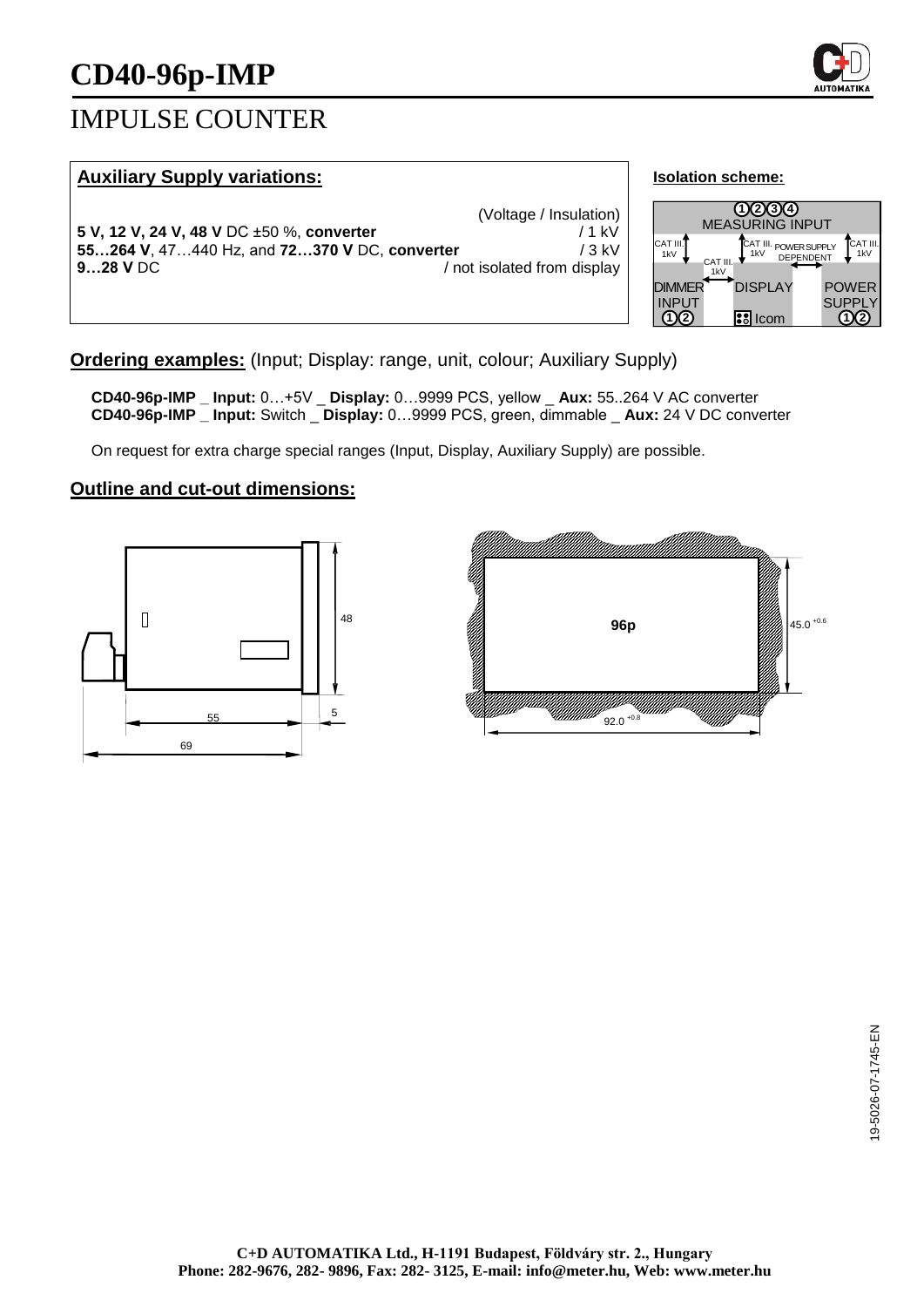# CD40-96p-IMP

## IMPULSE COUNTER

### Auxiliary Supply variations:

| | (Voltage / Insulation) |
|---|---|
| **5 V, 12 V, 24 V, 48 V** DC ±50 %, **converter** | / 1 kV |
| **55…264 V**, 47…440 Hz, and **72…370 V** DC, **converter** | / 3 kV |
| **9…28 V** DC | / not isolated from display |

**Isolation scheme:**

①②③④
MEASURING INPUT
CAT III. 1kV
CAT III. 1kV
CAT III. 1kV
POWER SUPPLY DEPENDENT
CAT III. 1kV
DIMMER INPUT ①②
DISPLAY
Icom
POWER SUPPLY ①②

### Ordering examples: (Input; Display: range, unit, colour; Auxiliary Supply)

**CD40-96p-IMP _ Input:** 0…+5V _ **Display:** 0…9999 PCS, yellow _ **Aux:** 55..264 V AC converter
**CD40-96p-IMP _ Input:** Switch _ **Display:** 0…9999 PCS, green, dimmable _ **Aux:** 24 V DC converter

On request for extra charge special ranges (Input, Display, Auxiliary Supply) are possible.

### Outline and cut-out dimensions:

48
5
55
69

96p
45.0 $^{+0.6}$
92.0 $^{+0.8}$

19-5026-07-1745-EN

**C+D AUTOMATIKA Ltd., H-1191 Budapest, Földváry str. 2., Hungary**
**Phone: 282-9676, 282- 9896, Fax: 282- 3125, E-mail: info@meter.hu, Web: www.meter.hu**